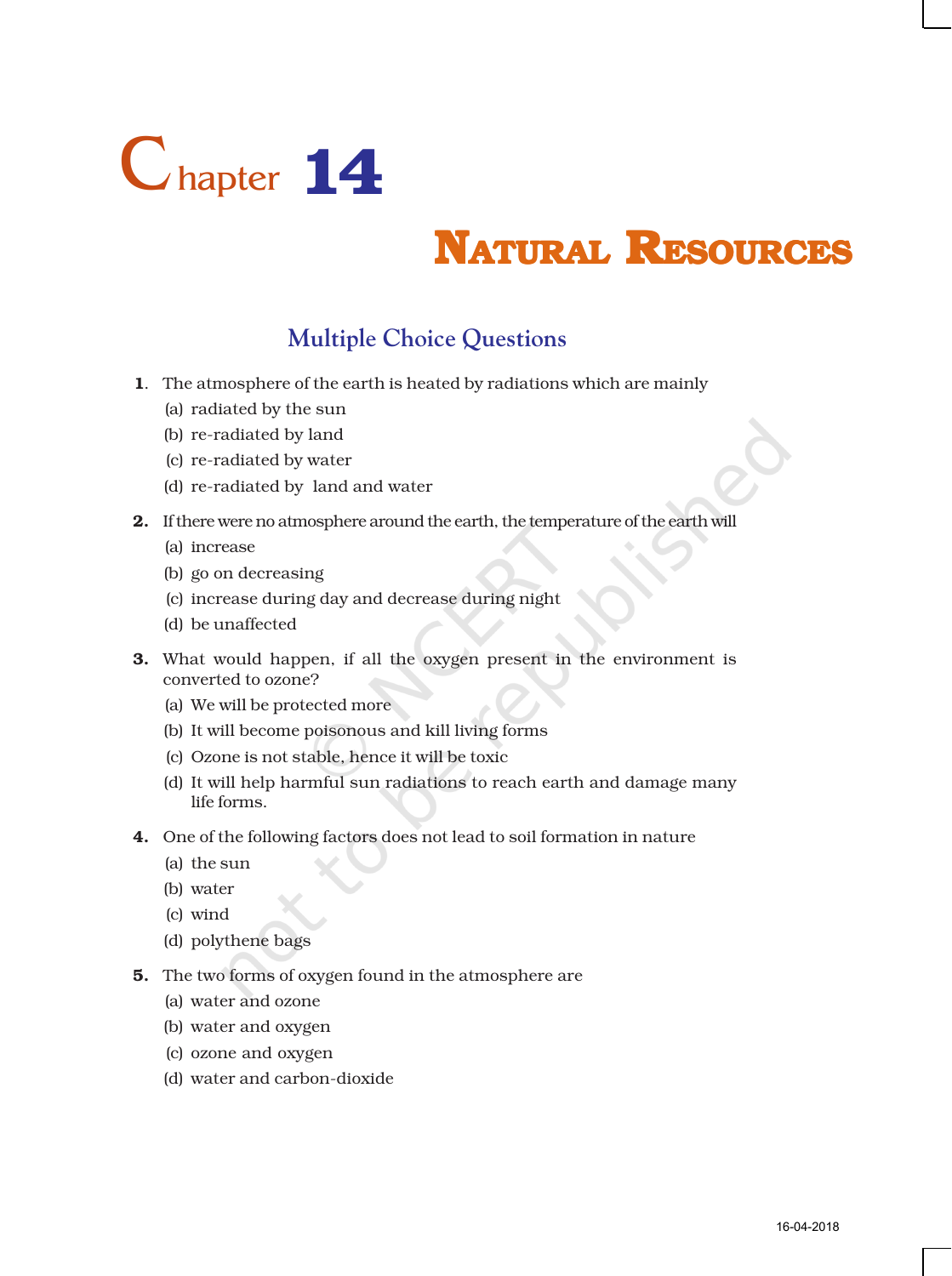# Chapter 14

# NATURAL RESOURCES

## Multiple Choice Questions

1. The atmosphere of the earth is heated by radiations which are mainly
   (a) radiated by the sun
   (b) re-radiated by land
   (c) re-radiated by water
   (d) re-radiated by land and water

2. If there were no atmosphere around the earth, the temperature of the earth will
   (a) increase
   (b) go on decreasing
   (c) increase during day and decrease during night
   (d) be unaffected

3. What would happen, if all the oxygen present in the environment is converted to ozone?
   (a) We will be protected more
   (b) It will become poisonous and kill living forms
   (c) Ozone is not stable, hence it will be toxic
   (d) It will help harmful sun radiations to reach earth and damage many life forms.

4. One of the following factors does not lead to soil formation in nature
   (a) the sun
   (b) water
   (c) wind
   (d) polythene bags

5. The two forms of oxygen found in the atmosphere are
   (a) water and ozone
   (b) water and oxygen
   (c) ozone and oxygen
   (d) water and carbon-dioxide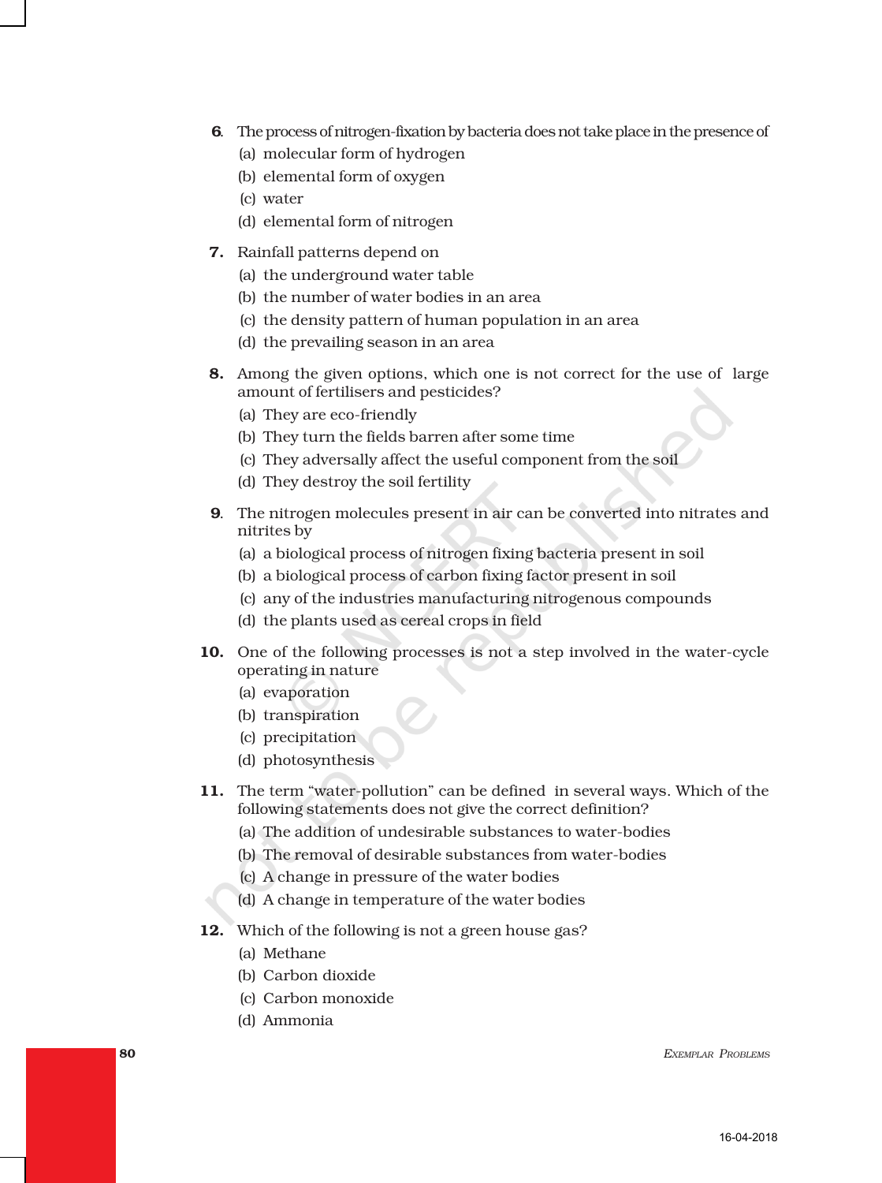6. The process of nitrogen-fixation by bacteria does not take place in the presence of
   (a) molecular form of hydrogen
   (b) elemental form of oxygen
   (c) water
   (d) elemental form of nitrogen

7. Rainfall patterns depend on
   (a) the underground water table
   (b) the number of water bodies in an area
   (c) the density pattern of human population in an area
   (d) the prevailing season in an area

8. Among the given options, which one is not correct for the use of large amount of fertilisers and pesticides?
   (a) They are eco-friendly
   (b) They turn the fields barren after some time
   (c) They adversally affect the useful component from the soil
   (d) They destroy the soil fertility

9. The nitrogen molecules present in air can be converted into nitrates and nitrites by
   (a) a biological process of nitrogen fixing bacteria present in soil
   (b) a biological process of carbon fixing factor present in soil
   (c) any of the industries manufacturing nitrogenous compounds
   (d) the plants used as cereal crops in field

10. One of the following processes is not a step involved in the water-cycle operating in nature
    (a) evaporation
    (b) transpiration
    (c) precipitation
    (d) photosynthesis

11. The term "water-pollution" can be defined in several ways. Which of the following statements does not give the correct definition?
    (a) The addition of undesirable substances to water-bodies
    (b) The removal of desirable substances from water-bodies
    (c) A change in pressure of the water bodies
    (d) A change in temperature of the water bodies

12. Which of the following is not a green house gas?
    (a) Methane
    (b) Carbon dioxide
    (c) Carbon monoxide
    (d) Ammonia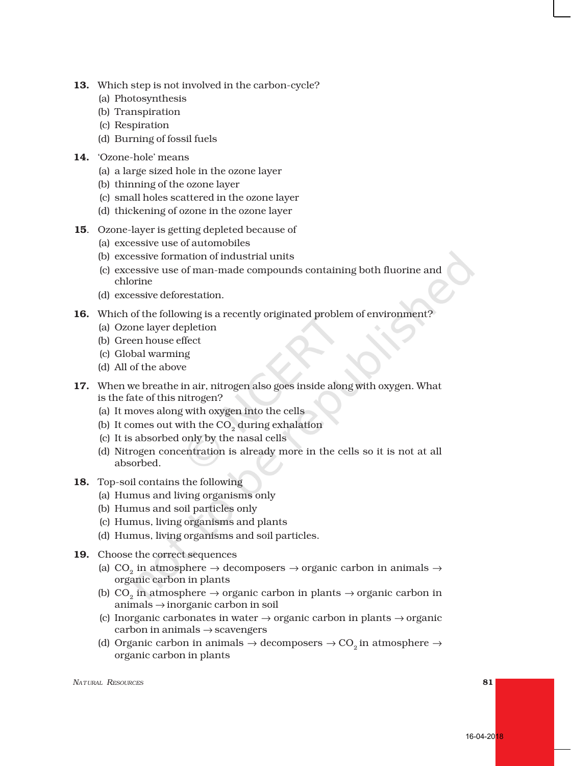13. Which step is not involved in the carbon-cycle?
    - (a) Photosynthesis
    - (b) Transpiration
    - (c) Respiration
    - (d) Burning of fossil fuels

14. 'Ozone-hole' means
    - (a) a large sized hole in the ozone layer
    - (b) thinning of the ozone layer
    - (c) small holes scattered in the ozone layer
    - (d) thickening of ozone in the ozone layer

15. Ozone-layer is getting depleted because of
    - (a) excessive use of automobiles
    - (b) excessive formation of industrial units
    - (c) excessive use of man-made compounds containing both fluorine and chlorine
    - (d) excessive deforestation.

16. Which of the following is a recently originated problem of environment?
    - (a) Ozone layer depletion
    - (b) Green house effect
    - (c) Global warming
    - (d) All of the above

17. When we breathe in air, nitrogen also goes inside along with oxygen. What is the fate of this nitrogen?
    - (a) It moves along with oxygen into the cells
    - (b) It comes out with the $CO_2$ during exhalation
    - (c) It is absorbed only by the nasal cells
    - (d) Nitrogen concentration is already more in the cells so it is not at all absorbed.

18. Top-soil contains the following
    - (a) Humus and living organisms only
    - (b) Humus and soil particles only
    - (c) Humus, living organisms and plants
    - (d) Humus, living organisms and soil particles.

19. Choose the correct sequences
    - (a) $CO_2$ in atmosphere → decomposers → organic carbon in animals → organic carbon in plants
    - (b) $CO_2$ in atmosphere → organic carbon in plants → organic carbon in animals → inorganic carbon in soil
    - (c) Inorganic carbonates in water → organic carbon in plants → organic carbon in animals → scavengers
    - (d) Organic carbon in animals → decomposers → $CO_2$ in atmosphere → organic carbon in plants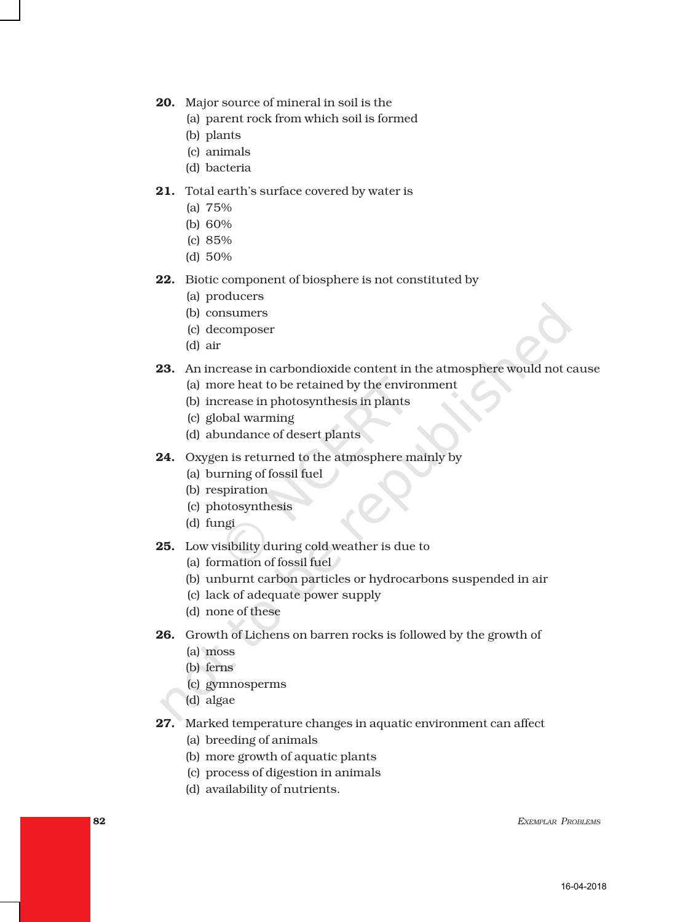**20.** Major source of mineral in soil is the

(a) parent rock from which soil is formed
(b) plants
(c) animals
(d) bacteria

**21.** Total earth's surface covered by water is

(a) 75%
(b) 60%
(c) 85%
(d) 50%

**22.** Biotic component of biosphere is not constituted by

(a) producers
(b) consumers
(c) decomposer
(d) air

**23.** An increase in carbondioxide content in the atmosphere would not cause

(a) more heat to be retained by the environment
(b) increase in photosynthesis in plants
(c) global warming
(d) abundance of desert plants

**24.** Oxygen is returned to the atmosphere mainly by

(a) burning of fossil fuel
(b) respiration
(c) photosynthesis
(d) fungi

**25.** Low visibility during cold weather is due to

(a) formation of fossil fuel
(b) unburnt carbon particles or hydrocarbons suspended in air
(c) lack of adequate power supply
(d) none of these

**26.** Growth of Lichens on barren rocks is followed by the growth of

(a) moss
(b) ferns
(c) gymnosperms
(d) algae

**27.** Marked temperature changes in aquatic environment can affect

(a) breeding of animals
(b) more growth of aquatic plants
(c) process of digestion in animals
(d) availability of nutrients.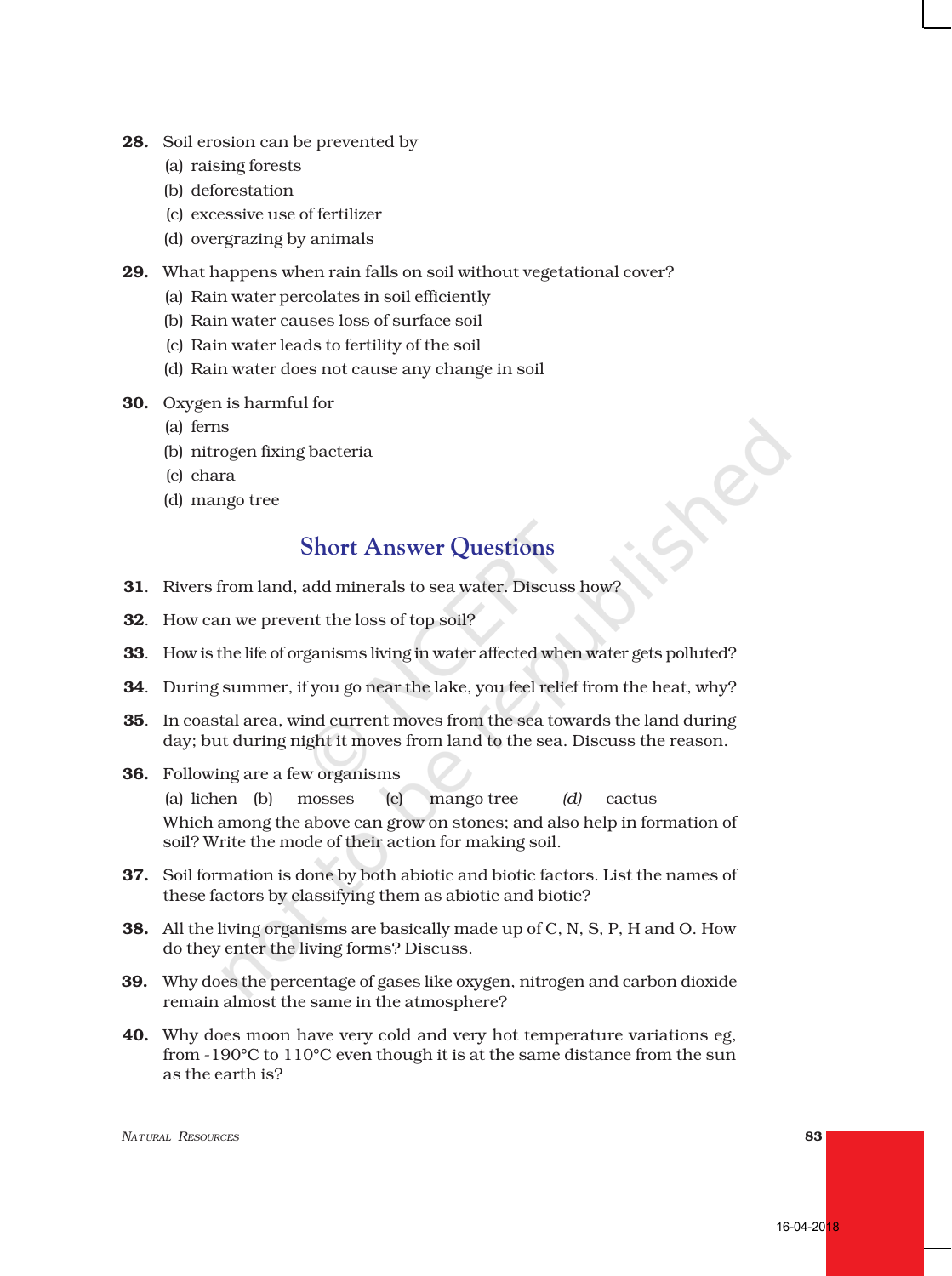28. Soil erosion can be prevented by
 (a) raising forests
 (b) deforestation
 (c) excessive use of fertilizer
 (d) overgrazing by animals

29. What happens when rain falls on soil without vegetational cover?
 (a) Rain water percolates in soil efficiently
 (b) Rain water causes loss of surface soil
 (c) Rain water leads to fertility of the soil
 (d) Rain water does not cause any change in soil

30. Oxygen is harmful for
 (a) ferns
 (b) nitrogen fixing bacteria
 (c) chara
 (d) mango tree

## Short Answer Questions

31. Rivers from land, add minerals to sea water. Discuss how?

32. How can we prevent the loss of top soil?

33. How is the life of organisms living in water affected when water gets polluted?

34. During summer, if you go near the lake, you feel relief from the heat, why?

35. In coastal area, wind current moves from the sea towards the land during day; but during night it moves from land to the sea. Discuss the reason.

36. Following are a few organisms
 (a) lichen (b) mosses (c) mango tree *(d)* cactus
 Which among the above can grow on stones; and also help in formation of soil? Write the mode of their action for making soil.

37. Soil formation is done by both abiotic and biotic factors. List the names of these factors by classifying them as abiotic and biotic?

38. All the living organisms are basically made up of C, N, S, P, H and O. How do they enter the living forms? Discuss.

39. Why does the percentage of gases like oxygen, nitrogen and carbon dioxide remain almost the same in the atmosphere?

40. Why does moon have very cold and very hot temperature variations eg, from -190°C to 110°C even though it is at the same distance from the sun as the earth is?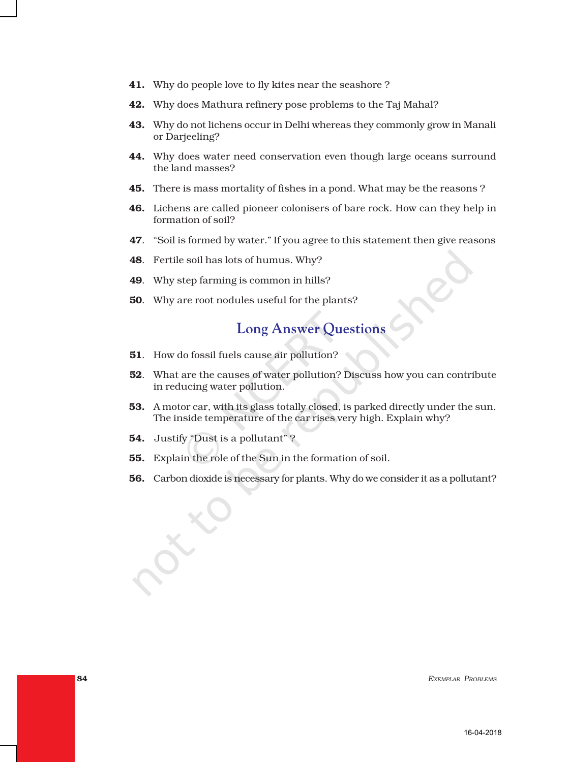**41.** Why do people love to fly kites near the seashore ?

**42.** Why does Mathura refinery pose problems to the Taj Mahal?

**43.** Why do not lichens occur in Delhi whereas they commonly grow in Manali or Darjeeling?

**44.** Why does water need conservation even though large oceans surround the land masses?

**45.** There is mass mortality of fishes in a pond. What may be the reasons ?

**46.** Lichens are called pioneer colonisers of bare rock. How can they help in formation of soil?

**47**. "Soil is formed by water." If you agree to this statement then give reasons

**48**. Fertile soil has lots of humus. Why?

**49**. Why step farming is common in hills?

**50**. Why are root nodules useful for the plants?

## Long Answer Questions

**51**. How do fossil fuels cause air pollution?

**52**. What are the causes of water pollution? Discuss how you can contribute in reducing water pollution.

**53.** A motor car, with its glass totally closed, is parked directly under the sun. The inside temperature of the car rises very high. Explain why?

**54.** Justify "Dust is a pollutant" ?

**55.** Explain the role of the Sun in the formation of soil.

**56.** Carbon dioxide is necessary for plants. Why do we consider it as a pollutant?